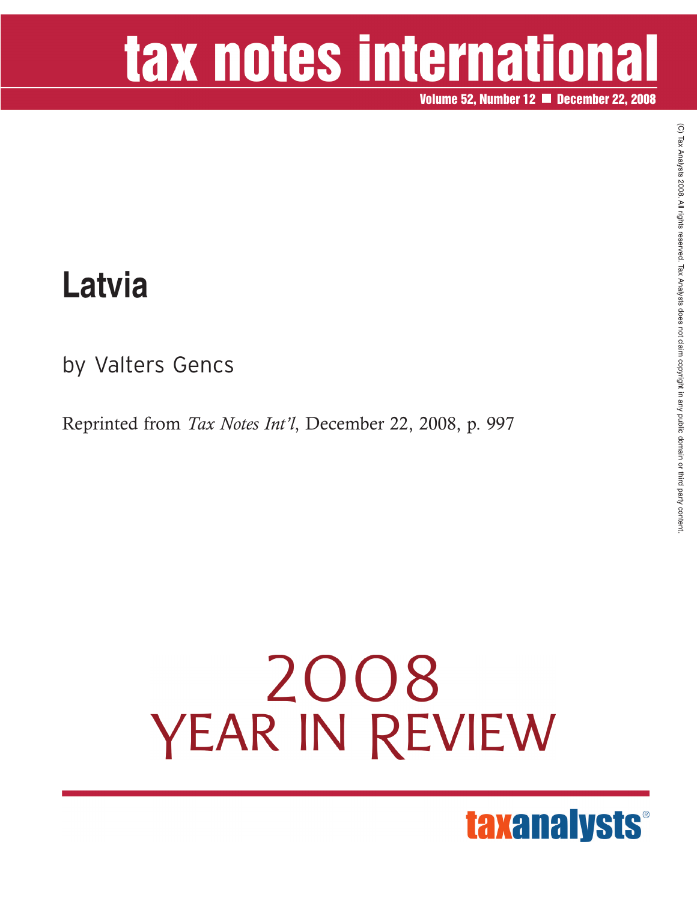# tax notes international

Volume 52, Number 12 ■ December 22, 2008

(C) Tax Analysts 2008. All rights reserved. Tax Analysts does not claim copyright in any public domain or third party content.

## Latvia

by Valters Gencs

Reprinted from *Tax Notes Int'l*, December 22, 2008, p. 997

2008

YEAR IN REVIEW

taxanalysts®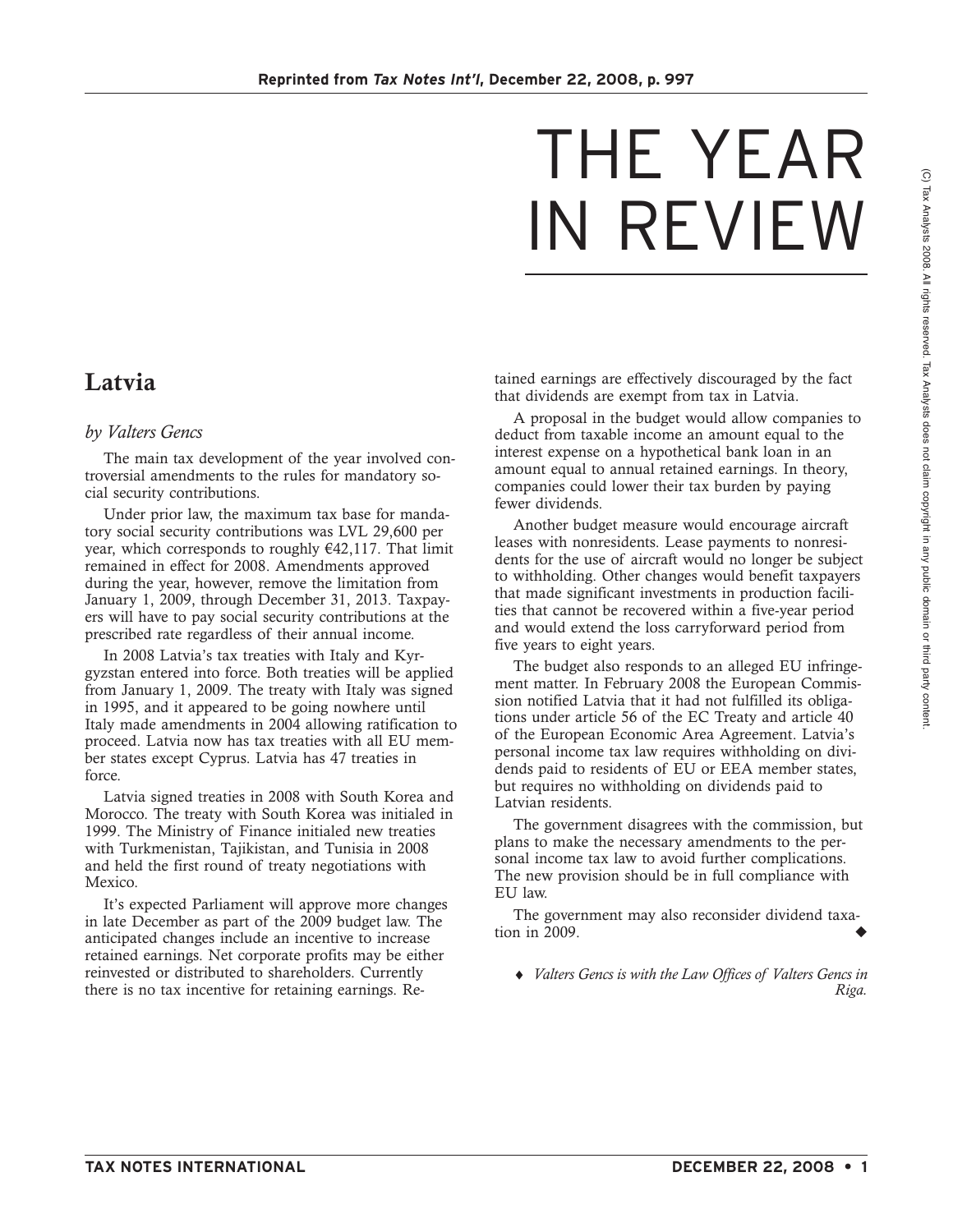# THE YEAR IN REVIEW

## Latvia

*by Valters Gencs*

The main tax development of the year involved controversial amendments to the rules for mandatory social security contributions.

Under prior law, the maximum tax base for mandatory social security contributions was LVL 29,600 per year, which corresponds to roughly €42,117. That limit remained in effect for 2008. Amendments approved during the year, however, remove the limitation from January 1, 2009, through December 31, 2013. Taxpayers will have to pay social security contributions at the prescribed rate regardless of their annual income.

In 2008 Latvia's tax treaties with Italy and Kyrgyzstan entered into force. Both treaties will be applied from January 1, 2009. The treaty with Italy was signed in 1995, and it appeared to be going nowhere until Italy made amendments in 2004 allowing ratification to proceed. Latvia now has tax treaties with all EU member states except Cyprus. Latvia has 47 treaties in force.

Latvia signed treaties in 2008 with South Korea and Morocco. The treaty with South Korea was initialed in 1999. The Ministry of Finance initialed new treaties with Turkmenistan, Tajikistan, and Tunisia in 2008 and held the first round of treaty negotiations with Mexico.

It's expected Parliament will approve more changes in late December as part of the 2009 budget law. The anticipated changes include an incentive to increase retained earnings. Net corporate profits may be either reinvested or distributed to shareholders. Currently there is no tax incentive for retaining earnings. Retained earnings are effectively discouraged by the fact that dividends are exempt from tax in Latvia.

A proposal in the budget would allow companies to deduct from taxable income an amount equal to the interest expense on a hypothetical bank loan in an amount equal to annual retained earnings. In theory, companies could lower their tax burden by paying fewer dividends.

Another budget measure would encourage aircraft leases with nonresidents. Lease payments to nonresidents for the use of aircraft would no longer be subject to withholding. Other changes would benefit taxpayers that made significant investments in production facilities that cannot be recovered within a five-year period and would extend the loss carryforward period from five years to eight years.

The budget also responds to an alleged EU infringement matter. In February 2008 the European Commission notified Latvia that it had not fulfilled its obligations under article 56 of the EC Treaty and article 40 of the European Economic Area Agreement. Latvia's personal income tax law requires withholding on dividends paid to residents of EU or EEA member states, but requires no withholding on dividends paid to Latvian residents.

The government disagrees with the commission, but plans to make the necessary amendments to the personal income tax law to avoid further complications. The new provision should be in full compliance with EU law.

The government may also reconsider dividend taxation in 2009. ◆

♦ *Valters Gencs is with the Law Offices of Valters Gencs in Riga.*